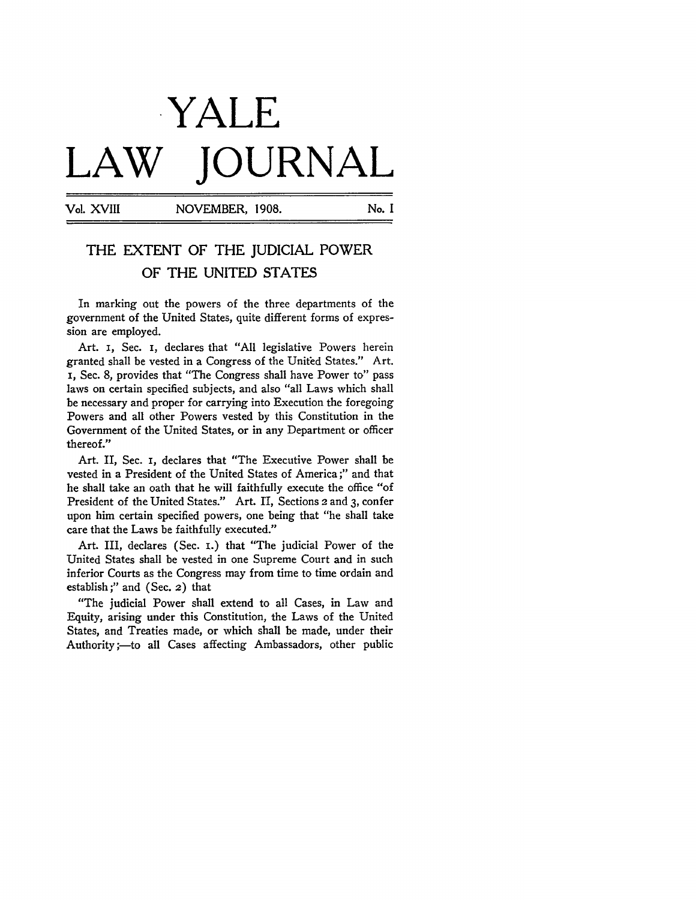# YALE LAW JOURNAL

Vol. XVIII NOVEMBER, 1908. No. I

## THE EXTENT OF THE JUDICIAL POWER OF THE UNITED STATES

In marking out the powers of the three departments of the government of the United States, quite different forms of expression are employed.

Art. I, Sec. I, declares that "All legislative Powers herein granted shall be vested in a Congress of the United States." Art. I, Sec. 8, provides that "The Congress shall have Power to" pass laws on certain specified subjects, and also "all Laws which shall be necessary and proper for carrying into Execution the foregoing Powers and all other Powers vested by this Constitution in the Government of the United States, or in any Department or officer thereof."

Art. II, Sec. I, declares that "The Executive Power shall be vested in a President of the United States of America;" and that he shall take an oath that he will faithfully execute the office "of President of the United States." Art. II, Sections 2 and 3, confer upon him certain specified powers, one being that "he shall take care that the Laws be faithfully executed."

Art. III, declares (Sec. I.) that "The judicial Power of the United States shall be vested in one Supreme Court and in such inferior Courts as the Congress may from time to time ordain and establish;" and (Sec. 2) that

"The judicial Power shall extend to all Cases, in Law and Equity, arising under this Constitution, the Laws of the United States, and Treaties made, or which shall be made, under their Authority;—to all Cases affecting Ambassadors, other public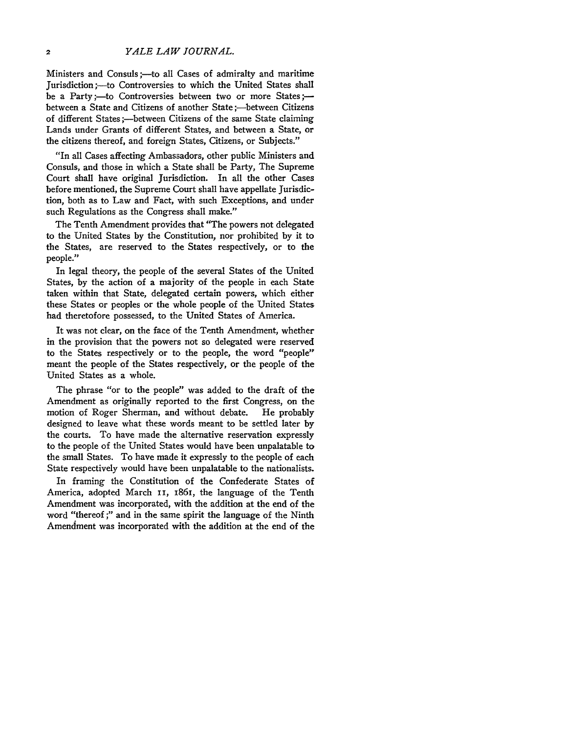Ministers and Consuls;—to all Cases of admiralty and maritime Jurisdiction;—to Controversies to which the United States shall be a Party;—to Controversies between two or more States;—between a State and Citizens of another State;—between Citizens of different States;—between Citizens of the same State claiming Lands under Grants of different States, and between a State, or the citizens thereof, and foreign States, Citizens, or Subjects."

"In all Cases affecting Ambassadors, other public Ministers and Consuls, and those in which a State shall be Party, The Supreme Court shall have original Jurisdiction. In all the other Cases before mentioned, the Supreme Court shall have appellate Jurisdiction, both as to Law and Fact, with such Exceptions, and under such Regulations as the Congress shall make."

The Tenth Amendment provides that "The powers not delegated to the United States by the Constitution, nor prohibited by it to the States, are reserved to the States respectively, or to the people."

In legal theory, the people of the several States of the United States, by the action of a majority of the people in each State taken within that State, delegated certain powers, which either these States or peoples or the whole people of the United States had theretofore possessed, to the United States of America.

It was not clear, on the face of the Tenth Amendment, whether in the provision that the powers not so delegated were reserved to the States respectively or to the people, the word "people" meant the people of the States respectively, or the people of the United States as a whole.

The phrase "or to the people" was added to the draft of the Amendment as originally reported to the first Congress, on the motion of Roger Sherman, and without debate. He probably designed to leave what these words meant to be settled later by the courts. To have made the alternative reservation expressly to the people of the United States would have been unpalatable to the small States. To have made it expressly to the people of each State respectively would have been unpalatable to the nationalists.

In framing the Constitution of the Confederate States of America, adopted March 11, 1861, the language of the Tenth Amendment was incorporated, with the addition at the end of the word "thereof;" and in the same spirit the language of the Ninth Amendment was incorporated with the addition at the end of the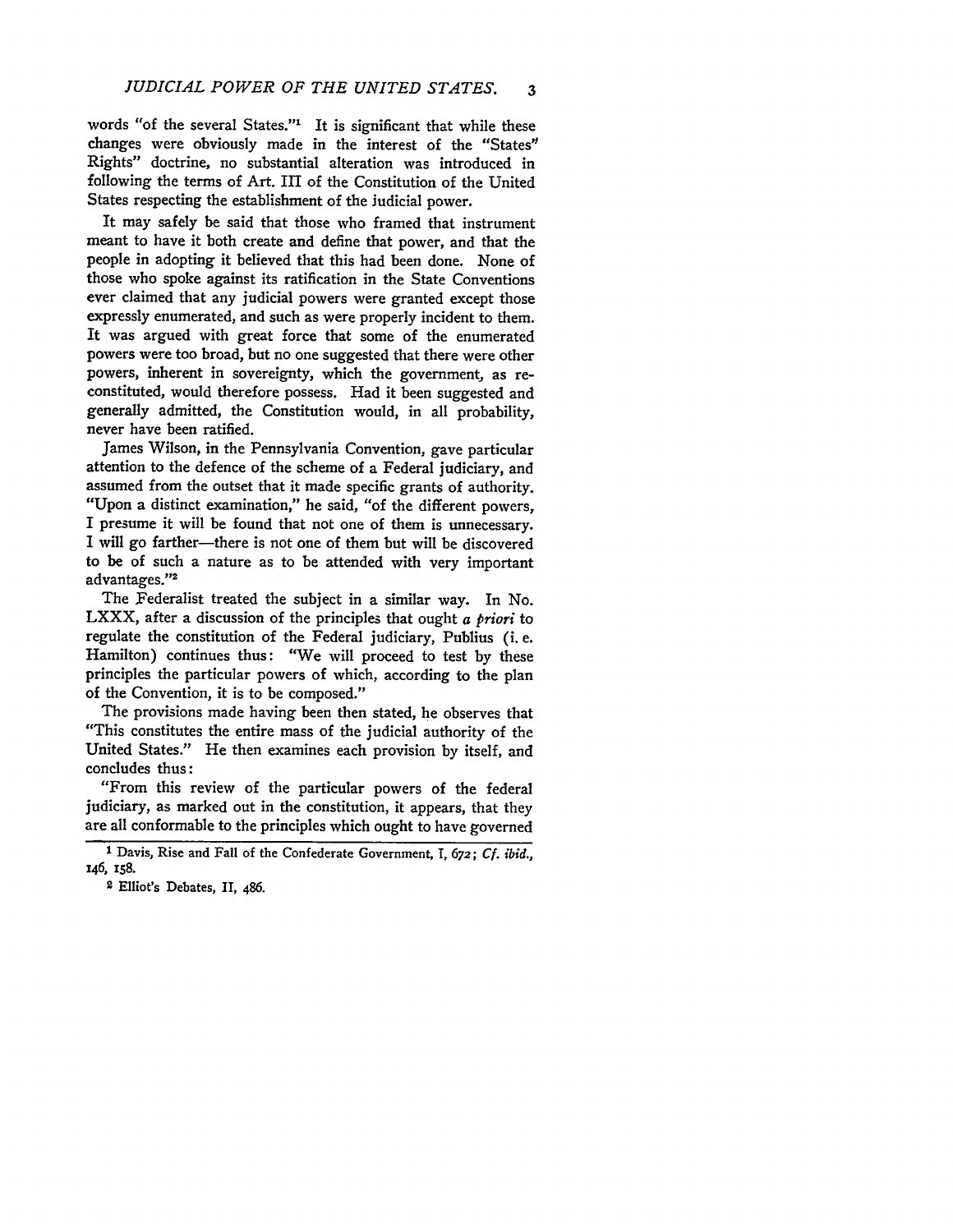words "of the several States."[1] It is significant that while these changes were obviously made in the interest of the "States" Rights" doctrine, no substantial alteration was introduced in following the terms of Art. III of the Constitution of the United States respecting the establishment of the judicial power.

It may safely be said that those who framed that instrument meant to have it both create and define that power, and that the people in adopting it believed that this had been done. None of those who spoke against its ratification in the State Conventions ever claimed that any judicial powers were granted except those expressly enumerated, and such as were properly incident to them. It was argued with great force that some of the enumerated powers were too broad, but no one suggested that there were other powers, inherent in sovereignty, which the government, as reconstituted, would therefore possess. Had it been suggested and generally admitted, the Constitution would, in all probability, never have been ratified.

James Wilson, in the Pennsylvania Convention, gave particular attention to the defence of the scheme of a Federal judiciary, and assumed from the outset that it made specific grants of authority. "Upon a distinct examination," he said, "of the different powers, I presume it will be found that not one of them is unnecessary. I will go farther—there is not one of them but will be discovered to be of such a nature as to be attended with very important advantages."[2]

The Federalist treated the subject in a similar way. In No. LXXX, after a discussion of the principles that ought *a priori* to regulate the constitution of the Federal judiciary, Publius (i. e. Hamilton) continues thus: "We will proceed to test by these principles the particular powers of which, according to the plan of the Convention, it is to be composed."

The provisions made having been then stated, he observes that "This constitutes the entire mass of the judicial authority of the United States." He then examines each provision by itself, and concludes thus:

"From this review of the particular powers of the federal judiciary, as marked out in the constitution, it appears, that they are all conformable to the principles which ought to have governed

---

[1] Davis, Rise and Fall of the Confederate Government, I, 672; *Cf. ibid.*, 146, 158.

[2] Elliot's Debates, II, 486.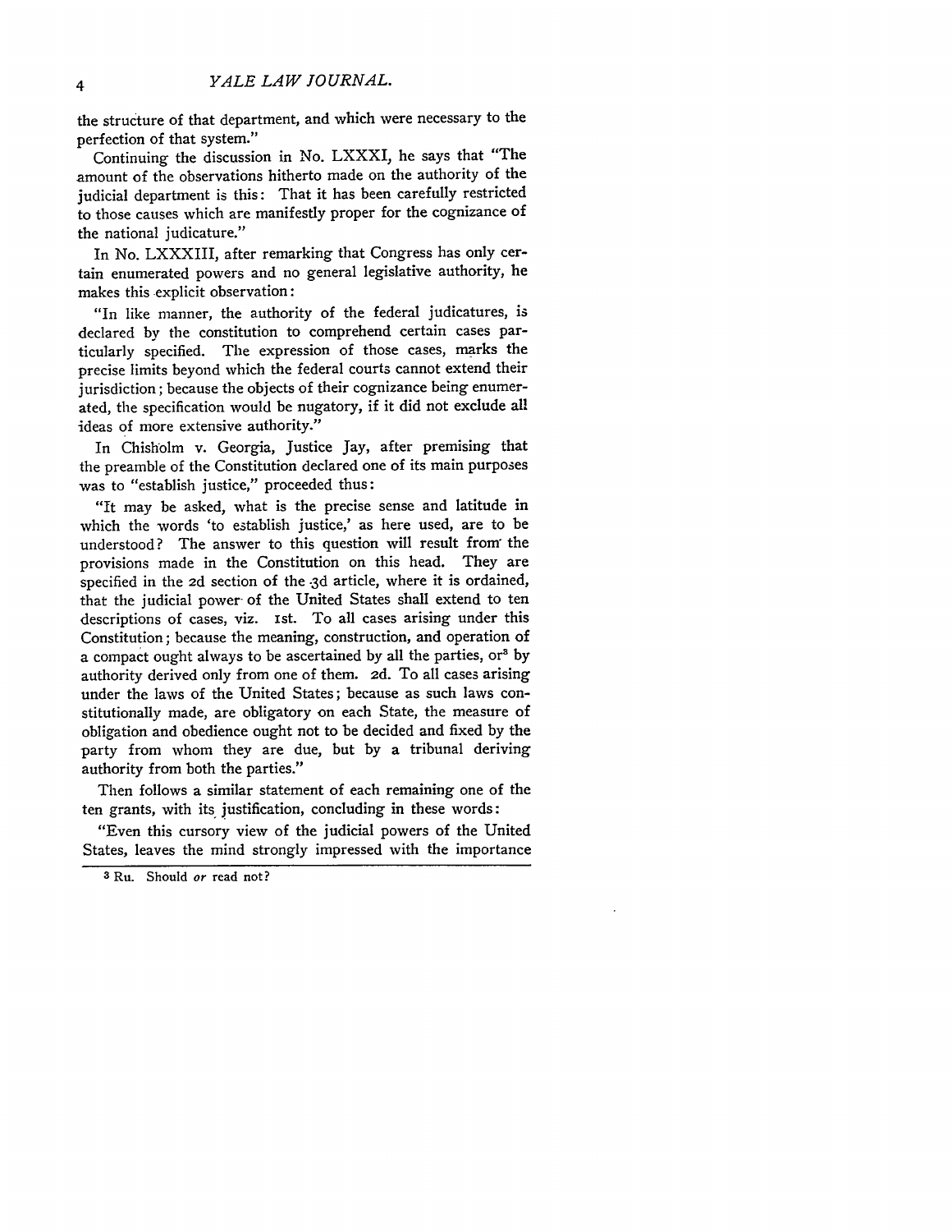the structure of that department, and which were necessary to the perfection of that system."

Continuing the discussion in No. LXXXI, he says that "The amount of the observations hitherto made on the authority of the judicial department is this: That it has been carefully restricted to those causes which are manifestly proper for the cognizance of the national judicature."

In No. LXXXIII, after remarking that Congress has only certain enumerated powers and no general legislative authority, he makes this explicit observation:

"In like manner, the authority of the federal judicatures, is declared by the constitution to comprehend certain cases particularly specified. The expression of those cases, marks the precise limits beyond which the federal courts cannot extend their jurisdiction; because the objects of their cognizance being enumerated, the specification would be nugatory, if it did not exclude all ideas of more extensive authority."

In Chisholm v. Georgia, Justice Jay, after premising that the preamble of the Constitution declared one of its main purposes was to "establish justice," proceeded thus:

"It may be asked, what is the precise sense and latitude in which the words 'to establish justice,' as here used, are to be understood? The answer to this question will result from the provisions made in the Constitution on this head. They are specified in the 2d section of the 3d article, where it is ordained, that the judicial power of the United States shall extend to ten descriptions of cases, viz. 1st. To all cases arising under this Constitution; because the meaning, construction, and operation of a compact ought always to be ascertained by all the parties, or[3] by authority derived only from one of them. 2d. To all cases arising under the laws of the United States; because as such laws constitutionally made, are obligatory on each State, the measure of obligation and obedience ought not to be decided and fixed by the party from whom they are due, but by a tribunal deriving authority from both the parties."

Then follows a similar statement of each remaining one of the ten grants, with its justification, concluding in these words:

"Even this cursory view of the judicial powers of the United States, leaves the mind strongly impressed with the importance

[3] Ru. Should *or* read not?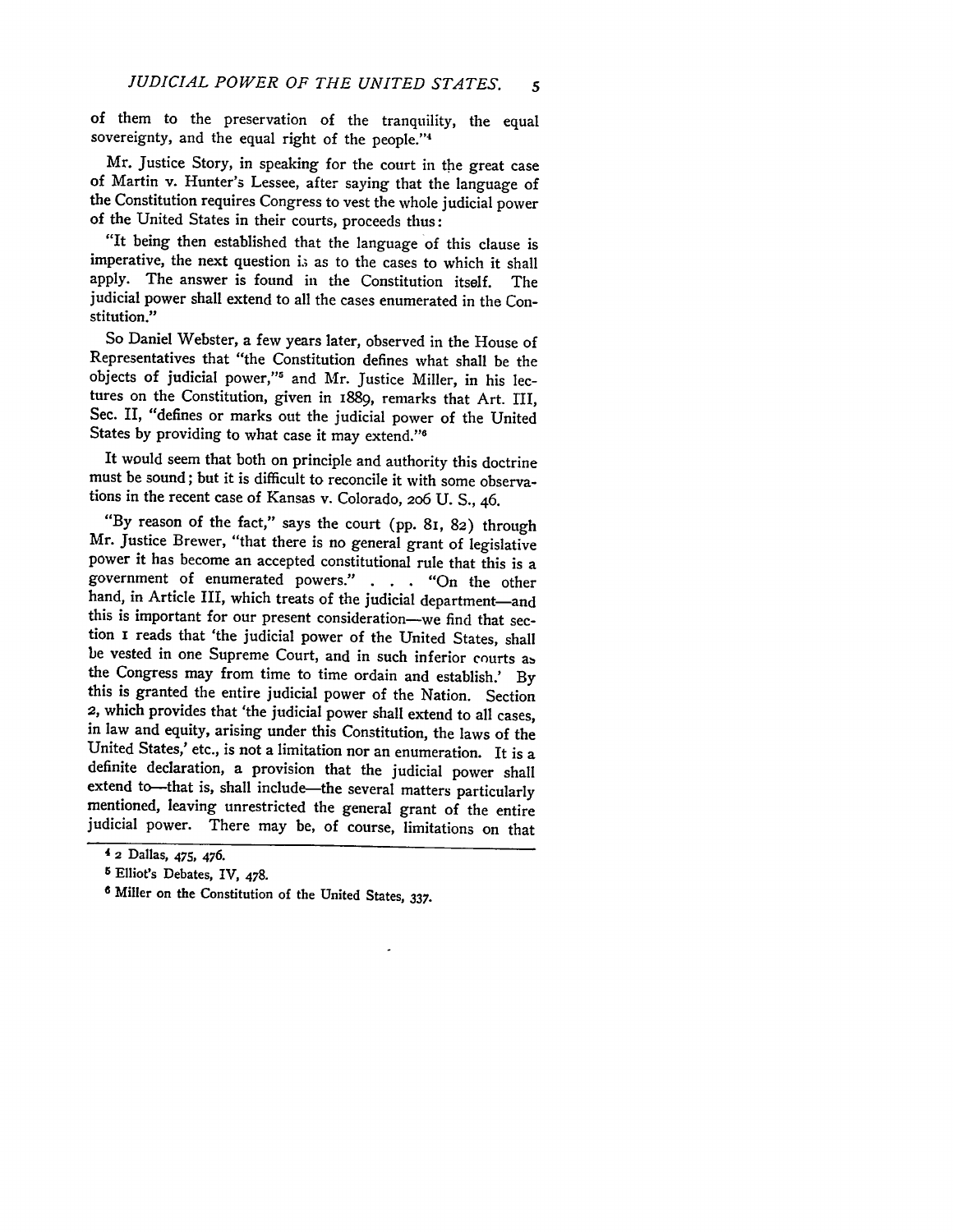of them to the preservation of the tranquility, the equal sovereignty, and the equal right of the people."[4]

Mr. Justice Story, in speaking for the court in the great case of Martin v. Hunter's Lessee, after saying that the language of the Constitution requires Congress to vest the whole judicial power of the United States in their courts, proceeds thus:

"It being then established that the language of this clause is imperative, the next question is as to the cases to which it shall apply. The answer is found in the Constitution itself. The judicial power shall extend to all the cases enumerated in the Constitution."

So Daniel Webster, a few years later, observed in the House of Representatives that "the Constitution defines what shall be the objects of judicial power,"[5] and Mr. Justice Miller, in his lectures on the Constitution, given in 1889, remarks that Art. III, Sec. II, "defines or marks out the judicial power of the United States by providing to what case it may extend."[6]

It would seem that both on principle and authority this doctrine must be sound; but it is difficult to reconcile it with some observations in the recent case of Kansas v. Colorado, 206 U. S., 46.

"By reason of the fact," says the court (pp. 81, 82) through Mr. Justice Brewer, "that there is no general grant of legislative power it has become an accepted constitutional rule that this is a government of enumerated powers." . . . "On the other hand, in Article III, which treats of the judicial department—and this is important for our present consideration—we find that section 1 reads that 'the judicial power of the United States, shall be vested in one Supreme Court, and in such inferior courts as the Congress may from time to time ordain and establish.' By this is granted the entire judicial power of the Nation. Section 2, which provides that 'the judicial power shall extend to all cases, in law and equity, arising under this Constitution, the laws of the United States,' etc., is not a limitation nor an enumeration. It is a definite declaration, a provision that the judicial power shall extend to—that is, shall include—the several matters particularly mentioned, leaving unrestricted the general grant of the entire judicial power. There may be, of course, limitations on that

---

[4] 2 Dallas, 475, 476.

[5] Elliot's Debates, IV, 478.

[6] Miller on the Constitution of the United States, 337.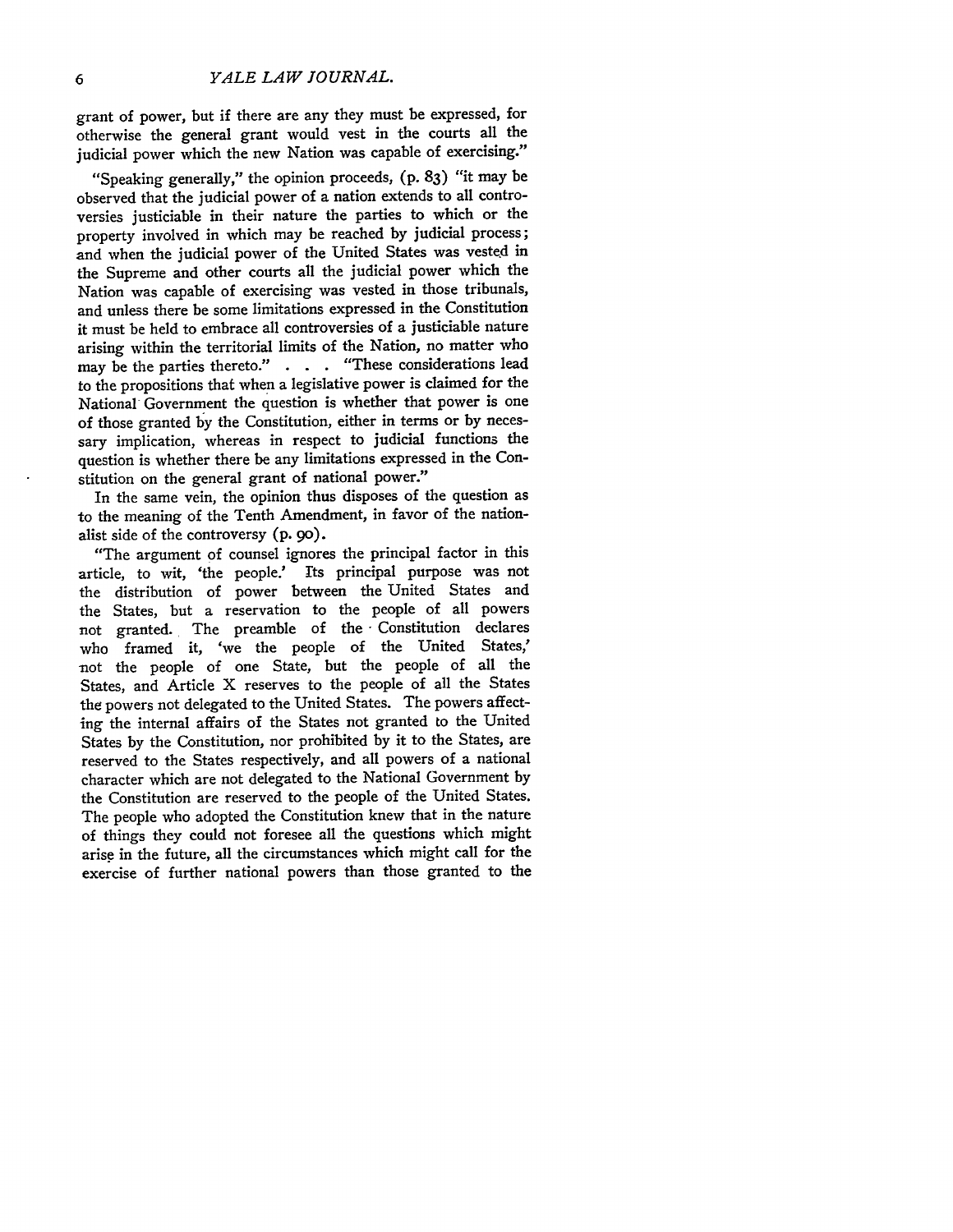grant of power, but if there are any they must be expressed, for otherwise the general grant would vest in the courts all the judicial power which the new Nation was capable of exercising."

"Speaking generally," the opinion proceeds, (p. 83) "it may be observed that the judicial power of a nation extends to all controversies justiciable in their nature the parties to which or the property involved in which may be reached by judicial process; and when the judicial power of the United States was vested in the Supreme and other courts all the judicial power which the Nation was capable of exercising was vested in those tribunals, and unless there be some limitations expressed in the Constitution it must be held to embrace all controversies of a justiciable nature arising within the territorial limits of the Nation, no matter who may be the parties thereto." . . . "These considerations lead to the propositions that when a legislative power is claimed for the National Government the question is whether that power is one of those granted by the Constitution, either in terms or by necessary implication, whereas in respect to judicial functions the question is whether there be any limitations expressed in the Constitution on the general grant of national power."

In the same vein, the opinion thus disposes of the question as to the meaning of the Tenth Amendment, in favor of the nationalist side of the controversy (p. 90).

"The argument of counsel ignores the principal factor in this article, to wit, 'the people.' Its principal purpose was not the distribution of power between the United States and the States, but a reservation to the people of all powers not granted. The preamble of the Constitution declares who framed it, 'we the people of the United States,' not the people of one State, but the people of all the States, and Article X reserves to the people of all the States the powers not delegated to the United States. The powers affecting the internal affairs of the States not granted to the United States by the Constitution, nor prohibited by it to the States, are reserved to the States respectively, and all powers of a national character which are not delegated to the National Government by the Constitution are reserved to the people of the United States. The people who adopted the Constitution knew that in the nature of things they could not foresee all the questions which might arise in the future, all the circumstances which might call for the exercise of further national powers than those granted to the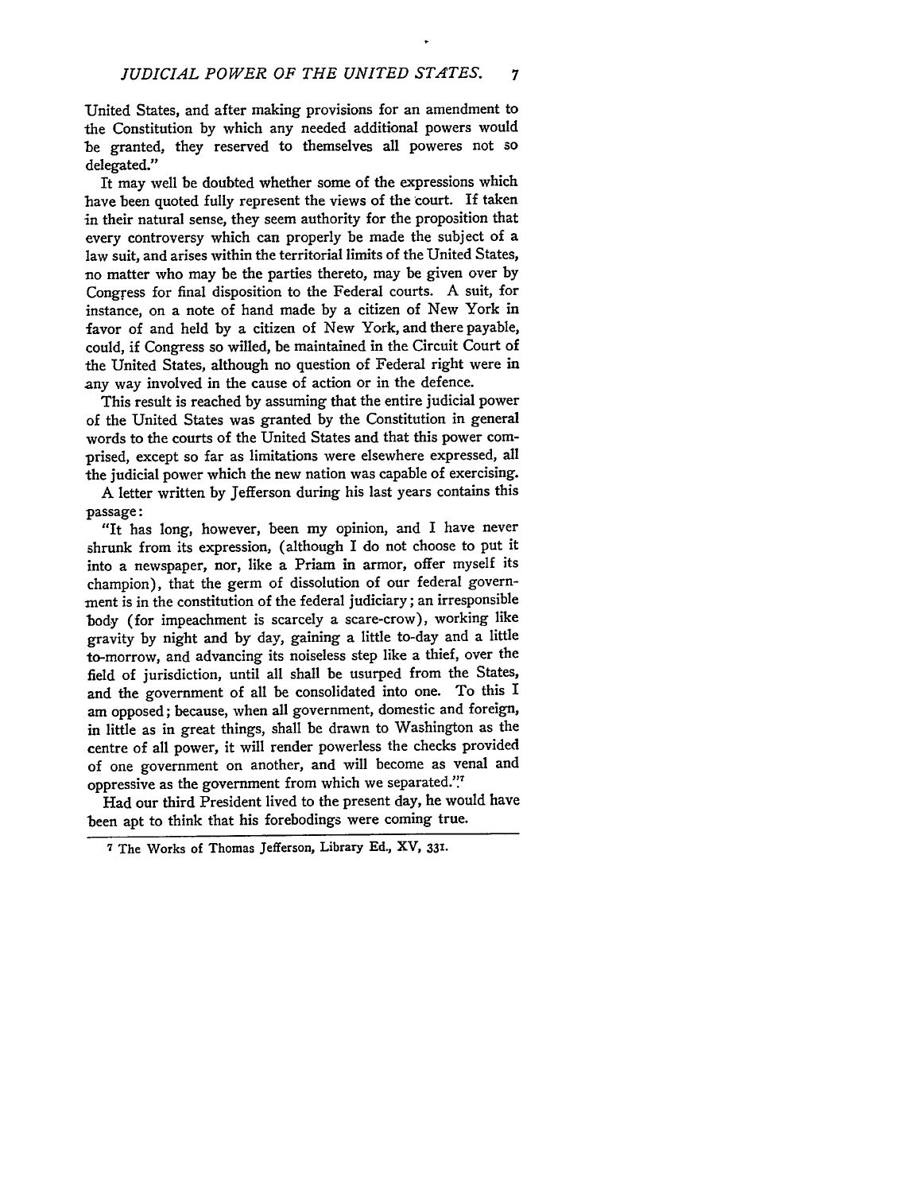United States, and after making provisions for an amendment to the Constitution by which any needed additional powers would be granted, they reserved to themselves all poweres not so delegated."

It may well be doubted whether some of the expressions which have been quoted fully represent the views of the court. If taken in their natural sense, they seem authority for the proposition that every controversy which can properly be made the subject of a law suit, and arises within the territorial limits of the United States, no matter who may be the parties thereto, may be given over by Congress for final disposition to the Federal courts. A suit, for instance, on a note of hand made by a citizen of New York in favor of and held by a citizen of New York, and there payable, could, if Congress so willed, be maintained in the Circuit Court of the United States, although no question of Federal right were in any way involved in the cause of action or in the defence.

This result is reached by assuming that the entire judicial power of the United States was granted by the Constitution in general words to the courts of the United States and that this power comprised, except so far as limitations were elsewhere expressed, all the judicial power which the new nation was capable of exercising.

A letter written by Jefferson during his last years contains this passage:

"It has long, however, been my opinion, and I have never shrunk from its expression, (although I do not choose to put it into a newspaper, nor, like a Priam in armor, offer myself its champion), that the germ of dissolution of our federal government is in the constitution of the federal judiciary; an irresponsible body (for impeachment is scarcely a scare-crow), working like gravity by night and by day, gaining a little to-day and a little to-morrow, and advancing its noiseless step like a thief, over the field of jurisdiction, until all shall be usurped from the States, and the government of all be consolidated into one. To this I am opposed; because, when all government, domestic and foreign, in little as in great things, shall be drawn to Washington as the centre of all power, it will render powerless the checks provided of one government on another, and will become as venal and oppressive as the government from which we separated."[7]

Had our third President lived to the present day, he would have been apt to think that his forebodings were coming true.

[7] The Works of Thomas Jefferson, Library Ed., XV, 331.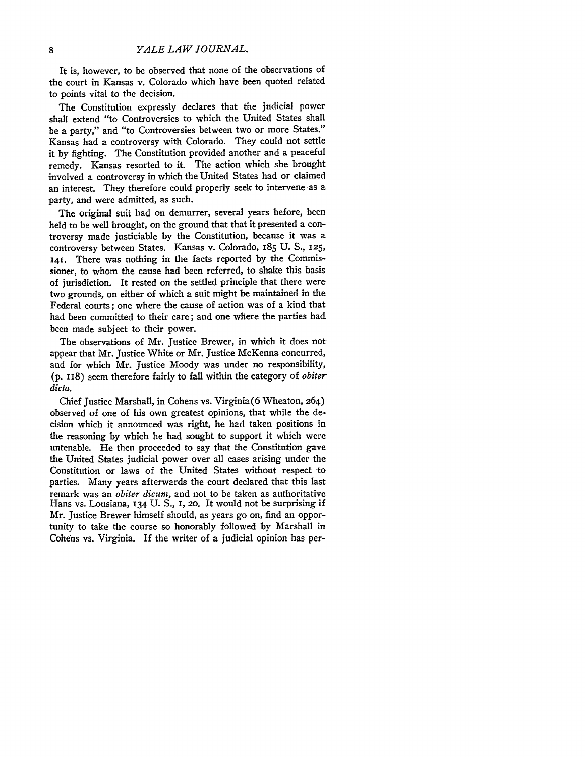It is, however, to be observed that none of the observations of the court in Kansas v. Colorado which have been quoted related to points vital to the decision.

The Constitution expressly declares that the judicial power shall extend "to Controversies to which the United States shall be a party," and "to Controversies between two or more States." Kansas had a controversy with Colorado. They could not settle it by fighting. The Constitution provided another and a peaceful remedy. Kansas resorted to it. The action which she brought involved a controversy in which the United States had or claimed an interest. They therefore could properly seek to intervene as a party, and were admitted, as such.

The original suit had on demurrer, several years before, been held to be well brought, on the ground that that it presented a controversy made justiciable by the Constitution, because it was a controversy between States. Kansas v. Colorado, 185 U. S., 125, 141. There was nothing in the facts reported by the Commissioner, to whom the cause had been referred, to shake this basis of jurisdiction. It rested on the settled principle that there were two grounds, on either of which a suit might be maintained in the Federal courts; one where the cause of action was of a kind that had been committed to their care; and one where the parties had been made subject to their power.

The observations of Mr. Justice Brewer, in which it does not appear that Mr. Justice White or Mr. Justice McKenna concurred, and for which Mr. Justice Moody was under no responsibility, (p. 118) seem therefore fairly to fall within the category of *obiter dicta*.

Chief Justice Marshall, in Cohens vs. Virginia (6 Wheaton, 264) observed of one of his own greatest opinions, that while the decision which it announced was right, he had taken positions in the reasoning by which he had sought to support it which were untenable. He then proceeded to say that the Constitution gave the United States judicial power over all cases arising under the Constitution or laws of the United States without respect to parties. Many years afterwards the court declared that this last remark was an *obiter dicum*, and not to be taken as authoritative Hans vs. Lousiana, 134 U. S., 1, 20. It would not be surprising if Mr. Justice Brewer himself should, as years go on, find an opportunity to take the course so honorably followed by Marshall in Cohens vs. Virginia. If the writer of a judicial opinion has per-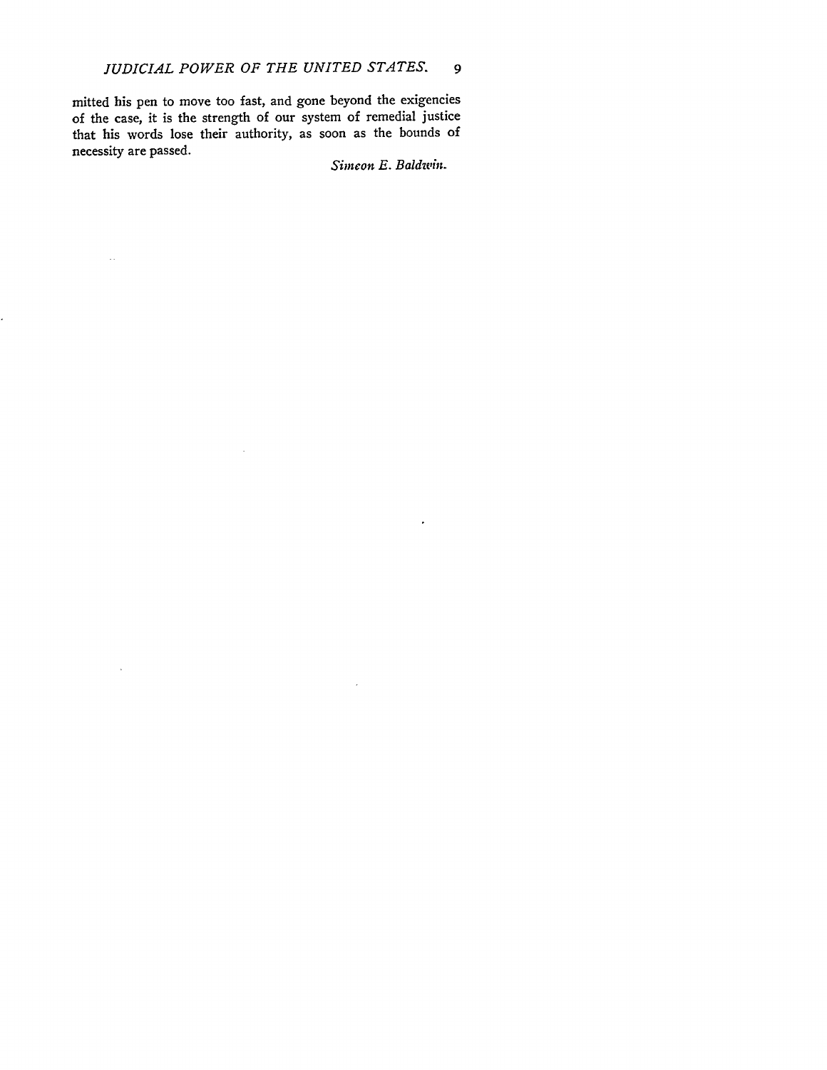mitted his pen to move too fast, and gone beyond the exigencies of the case, it is the strength of our system of remedial justice that his words lose their authority, as soon as the bounds of necessity are passed.

*Simeon E. Baldwin.*